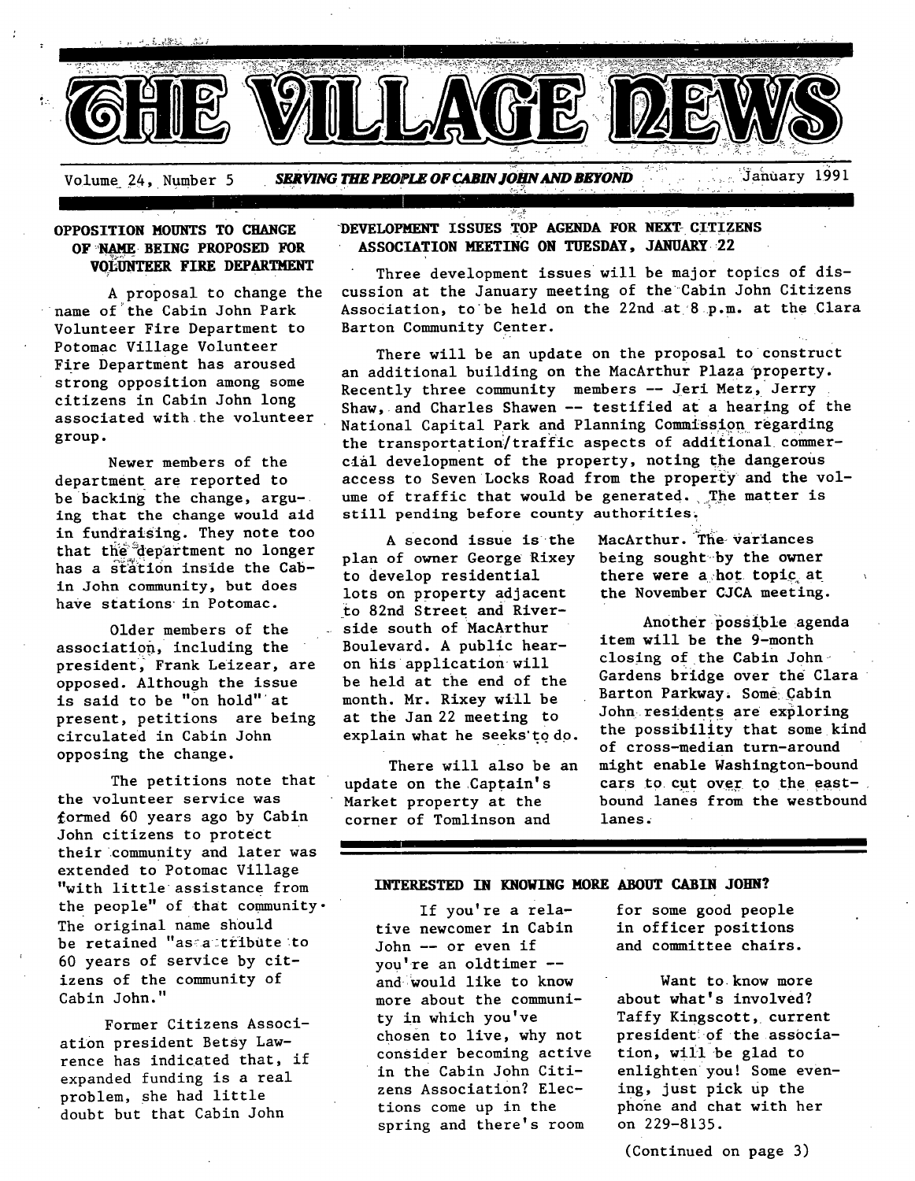# THE VILLAGE NEWS

Volume 24, Number 5 — *SERVING THE PEOPLE OF CABIN JOHN AND BEYOND* — January 1991

## OPPOSITION MOUNTS TO CHANGE OF NAME BEING PROPOSED FOR VOLUNTEER FIRE DEPARTMENT

A proposal to change the name of the Cabin John Park Volunteer Fire Department to Potomac Village Volunteer Fire Department has aroused strong opposition among some citizens in Cabin John long associated with the volunteer group.

Newer members of the department are reported to be backing the change, arguing that the change would aid in fundraising. They note too that the department no longer has a station inside the Cabin John community, but does have stations in Potomac.

Older members of the association, including the president, Frank Leizear, are opposed. Although the issue is said to be "on hold" at present, petitions are being circulated in Cabin John opposing the change.

The petitions note that the volunteer service was formed 60 years ago by Cabin John citizens to protect their community and later was extended to Potomac Village "with little assistance from the people" of that community. The original name should be retained "as a tribute to 60 years of service by citizens of the community of Cabin John."

Former Citizens Association president Betsy Lawrence has indicated that, if expanded funding is a real problem, she had little doubt but that Cabin John

## DEVELOPMENT ISSUES TOP AGENDA FOR NEXT CITIZENS ASSOCIATION MEETING ON TUESDAY, JANUARY 22

Three development issues will be major topics of discussion at the January meeting of the Cabin John Citizens Association, to be held on the 22nd at 8 p.m. at the Clara Barton Community Center.

There will be an update on the proposal to construct an additional building on the MacArthur Plaza property. Recently three community members -- Jeri Metz, Jerry Shaw, and Charles Shawen -- testified at a hearing of the National Capital Park and Planning Commission regarding the transportation/traffic aspects of additional commercial development of the property, noting the dangerous access to Seven Locks Road from the property and the volume of traffic that would be generated. The matter is still pending before county authorities.

A second issue is the plan of owner George Rixey to develop residential lots on property adjacent to 82nd Street and Riverside south of MacArthur Boulevard. A public hearing on his application will be held at the end of the month. Mr. Rixey will be at the Jan 22 meeting to explain what he seeks to do.

There will also be an update on the Captain's Market property at the corner of Tomlinson and MacArthur. The variances being sought by the owner there were a hot topic at the November CJCA meeting.

Another possible agenda item will be the 9-month closing of the Cabin John Gardens bridge over the Clara Barton Parkway. Some Cabin John residents are exploring the possibility that some kind of cross-median turn-around might enable Washington-bound cars to cut over to the eastbound lanes from the westbound lanes.

## INTERESTED IN KNOWING MORE ABOUT CABIN JOHN?

If you're a relative newcomer in Cabin John -- or even if you're an oldtimer -- and would like to know more about the community in which you've chosen to live, why not consider becoming active in the Cabin John Citizens Association? Elections come up in the spring and there's room for some good people in officer positions and committee chairs.

Want to know more about what's involved? Taffy Kingscott, current president of the association, will be glad to enlighten you! Some evening, just pick up the phone and chat with her on 229-8135.

(Continued on page 3)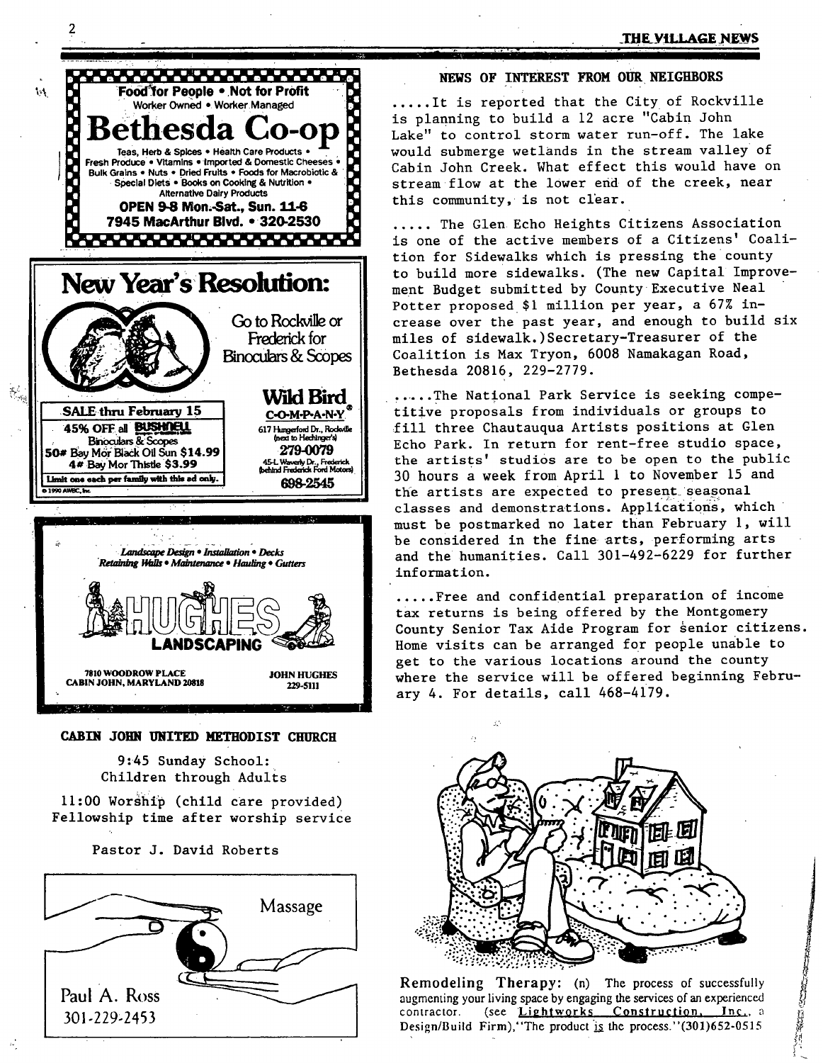**Food for People • Not for Profit**
Worker Owned • Worker Managed

# Bethesda Co-op

Teas, Herb & Spices • Health Care Products • Fresh Produce • Vitamins • Imported & Domestic Cheeses • Bulk Grains • Nuts • Dried Fruits • Foods for Macrobiotic & Special Diets • Books on Cooking & Nutrition • Alternative Dairy Products

**OPEN 9-8 Mon.-Sat., Sun. 11-6**
**7945 MacArthur Blvd. • 320-2530**

# New Year's Resolution:

Go to Rockville or Frederick for Binoculars & Scopes

**SALE thru February 15**
45% OFF all BUSHNELL Binoculars & Scopes
50# Bay Mor Black Oil Sun $14.99
4# Bay Mor Thistle $3.99
Limit one each per family with this ad only.

© 1990 AWBC, Inc.

**Wild Bird C-O-M-P-A-N-Y®**
617 Hungerford Dr., Rockville (next to Hechinger's)
**279-0079**
45-L Waverly Dr., Frederick (behind Frederick Ford Motors)
**698-2545**

*Landscape Design • Installation • Decks*
*Retaining Walls • Maintenance • Hauling • Gutters*

**HUGHES LANDSCAPING**

7810 WOODROW PLACE
CABIN JOHN, MARYLAND 20818

JOHN HUGHES
229-5111

## CABIN JOHN UNITED METHODIST CHURCH

9:45 Sunday School:
Children through Adults

11:00 Worship (child care provided)
Fellowship time after worship service

Pastor J. David Roberts

Massage

Paul A. Ross
301-229-2453

## NEWS OF INTEREST FROM OUR NEIGHBORS

.....It is reported that the City of Rockville is planning to build a 12 acre "Cabin John Lake" to control storm water run-off. The lake would submerge wetlands in the stream valley of Cabin John Creek. What effect this would have on stream flow at the lower end of the creek, near this community, is not clear.

..... The Glen Echo Heights Citizens Association is one of the active members of a Citizens' Coalition for Sidewalks which is pressing the county to build more sidewalks. (The new Capital Improvement Budget submitted by County Executive Neal Potter proposed $1 million per year, a 67% increase over the past year, and enough to build six miles of sidewalk.) Secretary-Treasurer of the Coalition is Max Tryon, 6008 Namakagan Road, Bethesda 20816, 229-2779.

.....The National Park Service is seeking competitive proposals from individuals or groups to fill three Chautauqua Artists positions at Glen Echo Park. In return for rent-free studio space, the artists' studios are to be open to the public 30 hours a week from April 1 to November 15 and the artists are expected to present seasonal classes and demonstrations. Applications, which must be postmarked no later than February 1, will be considered in the fine arts, performing arts and the humanities. Call 301-492-6229 for further information.

.....Free and confidential preparation of income tax returns is being offered by the Montgomery County Senior Tax Aide Program for senior citizens. Home visits can be arranged for people unable to get to the various locations around the county where the service will be offered beginning February 4. For details, call 468-4179.

**Remodeling Therapy:** (n) The process of successfully augmenting your living space by engaging the services of an experienced contractor. (see Lightworks Construction, Inc., a Design/Build Firm), "The product is the process." (301)652-0515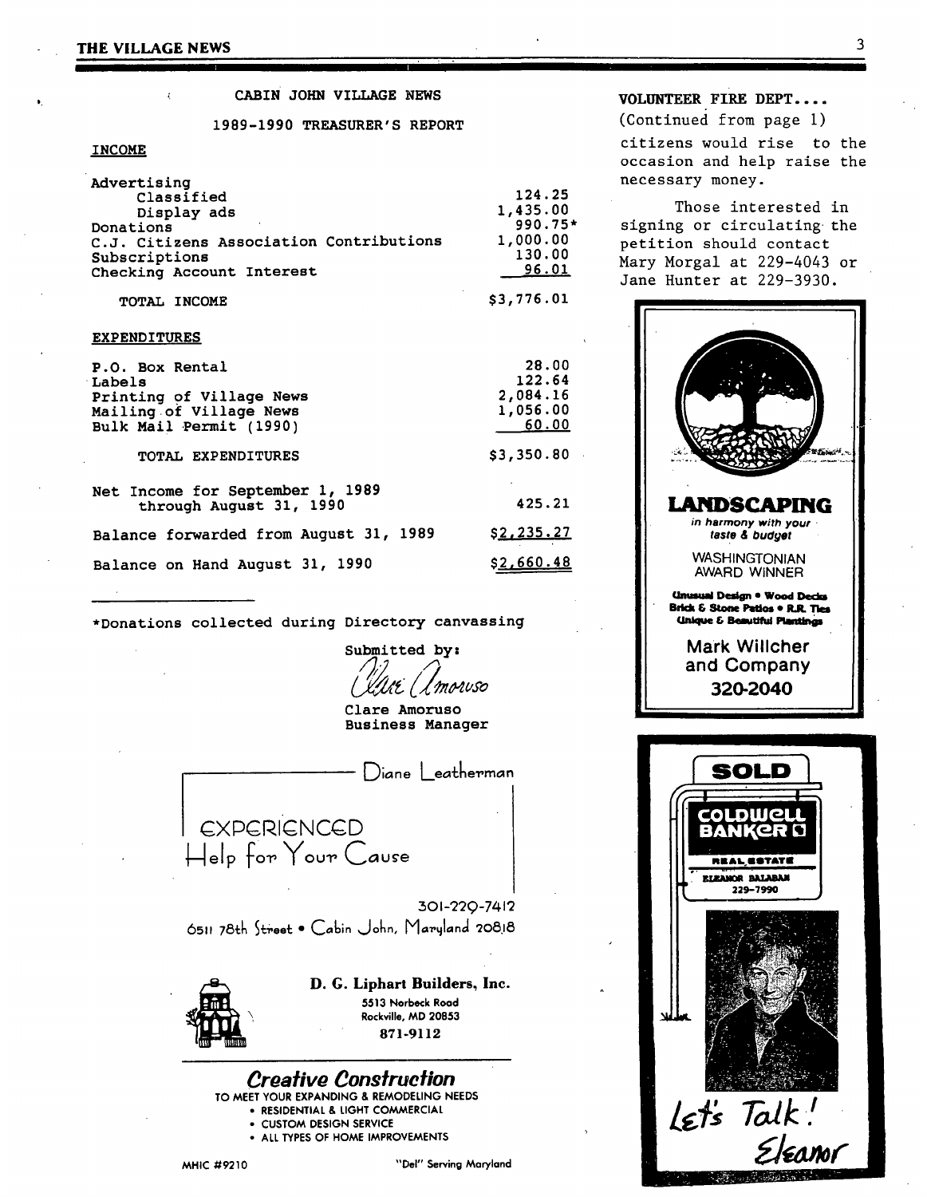CABIN JOHN VILLAGE NEWS

1989-1990 TREASURER'S REPORT

**INCOME**

| | |
|---|---|
| Advertising | |
| Classified | 124.25 |
| Display ads | 1,435.00 |
| Donations | 990.75* |
| C.J. Citizens Association Contributions | 1,000.00 |
| Subscriptions | 130.00 |
| Checking Account Interest | 96.01 |
| TOTAL INCOME | $3,776.01 |

**EXPENDITURES**

| | |
|---|---|
| P.O. Box Rental | 28.00 |
| Labels | 122.64 |
| Printing of Village News | 2,084.16 |
| Mailing of Village News | 1,056.00 |
| Bulk Mail Permit (1990) | 60.00 |
| TOTAL EXPENDITURES | $3,350.80 |
| Net Income for September 1, 1989 through August 31, 1990 | 425.21 |
| Balance forwarded from August 31, 1989 | $2,235.27 |
| Balance on Hand August 31, 1990 | $2,660.48 |

*Donations collected during Directory canvassing

Submitted by:

Clare Amoruso

Clare Amoruso
Business Manager

Diane Leatherman

EXPERIENCED
Help for Your Cause

301-229-7412
6511 78th Street • Cabin John, Maryland 20818

**D. G. Liphart Builders, Inc.**
5513 Norbeck Road
Rockville, MD 20853
871-9112

***Creative Construction***
TO MEET YOUR EXPANDING & REMODELING NEEDS
- RESIDENTIAL & LIGHT COMMERCIAL
- CUSTOM DESIGN SERVICE
- ALL TYPES OF HOME IMPROVEMENTS

MHIC #9210 "Del" Serving Maryland

**VOLUNTEER FIRE DEPT....**
(Continued from page 1)

citizens would rise to the occasion and help raise the necessary money.

Those interested in signing or circulating the petition should contact Mary Morgal at 229-4043 or Jane Hunter at 229-3930.

**LANDSCAPING**
*in harmony with your taste & budget*

WASHINGTONIAN AWARD WINNER

Unusual Design • Wood Decks
Brick & Stone Patios • R.R. Ties
Unique & Beautiful Plantings

Mark Willcher and Company
320-2040

SOLD
COLDWELL BANKER
REAL ESTATE
ELEANOR BALABAN
229-7990

Let's Talk!
Eleanor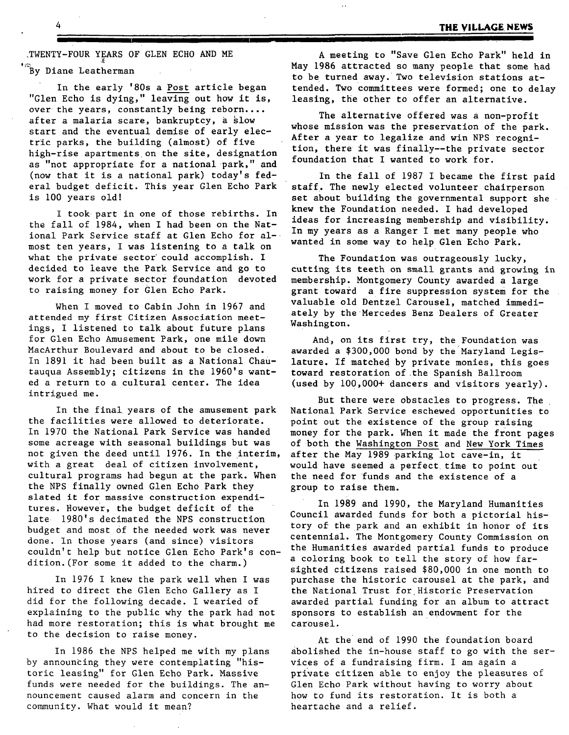## TWENTY-FOUR YEARS OF GLEN ECHO AND ME

By Diane Leatherman

In the early '80s a Post article began "Glen Echo is dying," leaving out how it is, over the years, constantly being reborn.... after a malaria scare, bankruptcy, a slow start and the eventual demise of early electric parks, the building (almost) of five high-rise apartments on the site, designation as "not appropriate for a national park," and (now that it is a national park) today's federal budget deficit. This year Glen Echo Park is 100 years old!

I took part in one of those rebirths. In the fall of 1984, when I had been on the National Park Service staff at Glen Echo for almost ten years, I was listening to a talk on what the private sector could accomplish. I decided to leave the Park Service and go to work for a private sector foundation devoted to raising money for Glen Echo Park.

When I moved to Cabin John in 1967 and attended my first Citizen Association meetings, I listened to talk about future plans for Glen Echo Amusement Park, one mile down MacArthur Boulevard and about to be closed. In 1891 it had been built as a National Chautauqua Assembly; citizens in the 1960's wanted a return to a cultural center. The idea intrigued me.

In the final years of the amusement park the facilities were allowed to deteriorate. In 1970 the National Park Service was handed some acreage with seasonal buildings but was not given the deed until 1976. In the interim, with a great deal of citizen involvement, cultural programs had begun at the park. When the NPS finally owned Glen Echo Park they slated it for massive construction expenditures. However, the budget deficit of the late 1980's decimated the NPS construction budget and most of the needed work was never done. In those years (and since) visitors couldn't help but notice Glen Echo Park's condition. (For some it added to the charm.)

In 1976 I knew the park well when I was hired to direct the Glen Echo Gallery as I did for the following decade. I wearied of explaining to the public why the park had not had more restoration; this is what brought me to the decision to raise money.

In 1986 the NPS helped me with my plans by announcing they were contemplating "historic leasing" for Glen Echo Park. Massive funds were needed for the buildings. The announcement caused alarm and concern in the community. What would it mean?

A meeting to "Save Glen Echo Park" held in May 1986 attracted so many people that some had to be turned away. Two television stations attended. Two committees were formed; one to delay leasing, the other to offer an alternative.

The alternative offered was a non-profit whose mission was the preservation of the park. After a year to legalize and win NPS recognition, there it was finally--the private sector foundation that I wanted to work for.

In the fall of 1987 I became the first paid staff. The newly elected volunteer chairperson set about building the governmental support she knew the Foundation needed. I had developed ideas for increasing membership and visibility. In my years as a Ranger I met many people who wanted in some way to help Glen Echo Park.

The Foundation was outrageously lucky, cutting its teeth on small grants and growing in membership. Montgomery County awarded a large grant toward a fire suppression system for the valuable old Dentzel Carousel, matched immediately by the Mercedes Benz Dealers of Greater Washington.

And, on its first try, the Foundation was awarded a $300,000 bond by the Maryland Legislature. If matched by private monies, this goes toward restoration of the Spanish Ballroom (used by 100,000+ dancers and visitors yearly).

But there were obstacles to progress. The National Park Service eschewed opportunities to point out the existence of the group raising money for the park. When it made the front pages of both the Washington Post and New York Times after the May 1989 parking lot cave-in, it would have seemed a perfect time to point out the need for funds and the existence of a group to raise them.

In 1989 and 1990, the Maryland Humanities Council awarded funds for both a pictorial history of the park and an exhibit in honor of its centennial. The Montgomery County Commission on the Humanities awarded partial funds to produce a coloring book to tell the story of how far-sighted citizens raised $80,000 in one month to purchase the historic carousel at the park, and the National Trust for Historic Preservation awarded partial funding for an album to attract sponsors to establish an endowment for the carousel.

At the end of 1990 the foundation board abolished the in-house staff to go with the services of a fundraising firm. I am again a private citizen able to enjoy the pleasures of Glen Echo Park without having to worry about how to fund its restoration. It is both a heartache and a relief.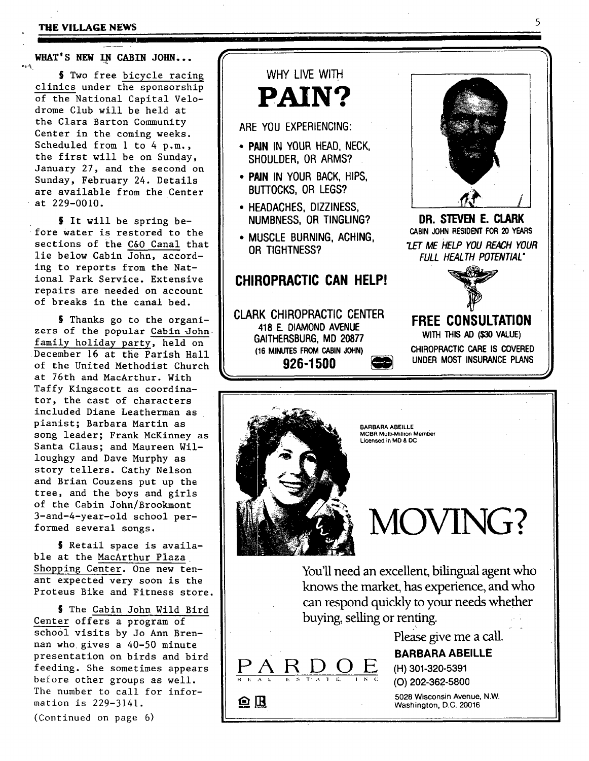## WHAT'S NEW IN CABIN JOHN...

§ Two free bicycle racing clinics under the sponsorship of the National Capital Velodrome Club will be held at the Clara Barton Community Center in the coming weeks. Scheduled from 1 to 4 p.m., the first will be on Sunday, January 27, and the second on Sunday, February 24. Details are available from the Center at 229-0010.

§ It will be spring before water is restored to the sections of the C&O Canal that lie below Cabin John, according to reports from the National Park Service. Extensive repairs are needed on account of breaks in the canal bed.

§ Thanks go to the organizers of the popular Cabin John family holiday party, held on December 16 at the Parish Hall of the United Methodist Church at 76th and MacArthur. With Taffy Kingscott as coordinator, the cast of characters included Diane Leatherman as pianist; Barbara Martin as song leader; Frank McKinney as Santa Claus; and Maureen Willoughgy and Dave Murphy as story tellers. Cathy Nelson and Brian Couzens put up the tree, and the boys and girls of the Cabin John/Brookmont 3-and-4-year-old school performed several songs.

§ Retail space is available at the MacArthur Plaza Shopping Center. One new tenant expected very soon is the Proteus Bike and Fitness store.

§ The Cabin John Wild Bird Center offers a program of school visits by Jo Ann Brennan who gives a 40-50 minute presentation on birds and bird feeding. She sometimes appears before other groups as well. The number to call for information is 229-3141.

(Continued on page 6)

---

WHY LIVE WITH

# PAIN?

ARE YOU EXPERIENCING:

- **PAIN** IN YOUR HEAD, NECK, SHOULDER, OR ARMS?
- **PAIN** IN YOUR BACK, HIPS, BUTTOCKS, OR LEGS?
- HEADACHES, DIZZINESS, NUMBNESS, OR TINGLING?
- MUSCLE BURNING, ACHING, OR TIGHTNESS?

**CHIROPRACTIC CAN HELP!**

CLARK CHIROPRACTIC CENTER
418 E. DIAMOND AVENUE
GAITHERSBURG, MD 20877
(16 MINUTES FROM CABIN JOHN)
**926-1500**

**DR. STEVEN E. CLARK**
CABIN JOHN RESIDENT FOR 20 YEARS

*"LET ME HELP YOU REACH YOUR FULL HEALTH POTENTIAL"*

**FREE CONSULTATION**
WITH THIS AD ($30 VALUE)
CHIROPRACTIC CARE IS COVERED UNDER MOST INSURANCE PLANS

---

BARBARA ABEILLE
MCBR Multi-Million Member
Licensed in MD & DC

# MOVING?

You'll need an excellent, bilingual agent who knows the market, has experience, and who can respond quickly to your needs whether buying, selling or renting.

Please give me a call.

**BARBARA ABEILLE**
(H) 301-320-5391
(O) 202-362-5800

PARDOE REAL ESTATE INC

5028 Wisconsin Avenue, N.W.
Washington, D.C. 20016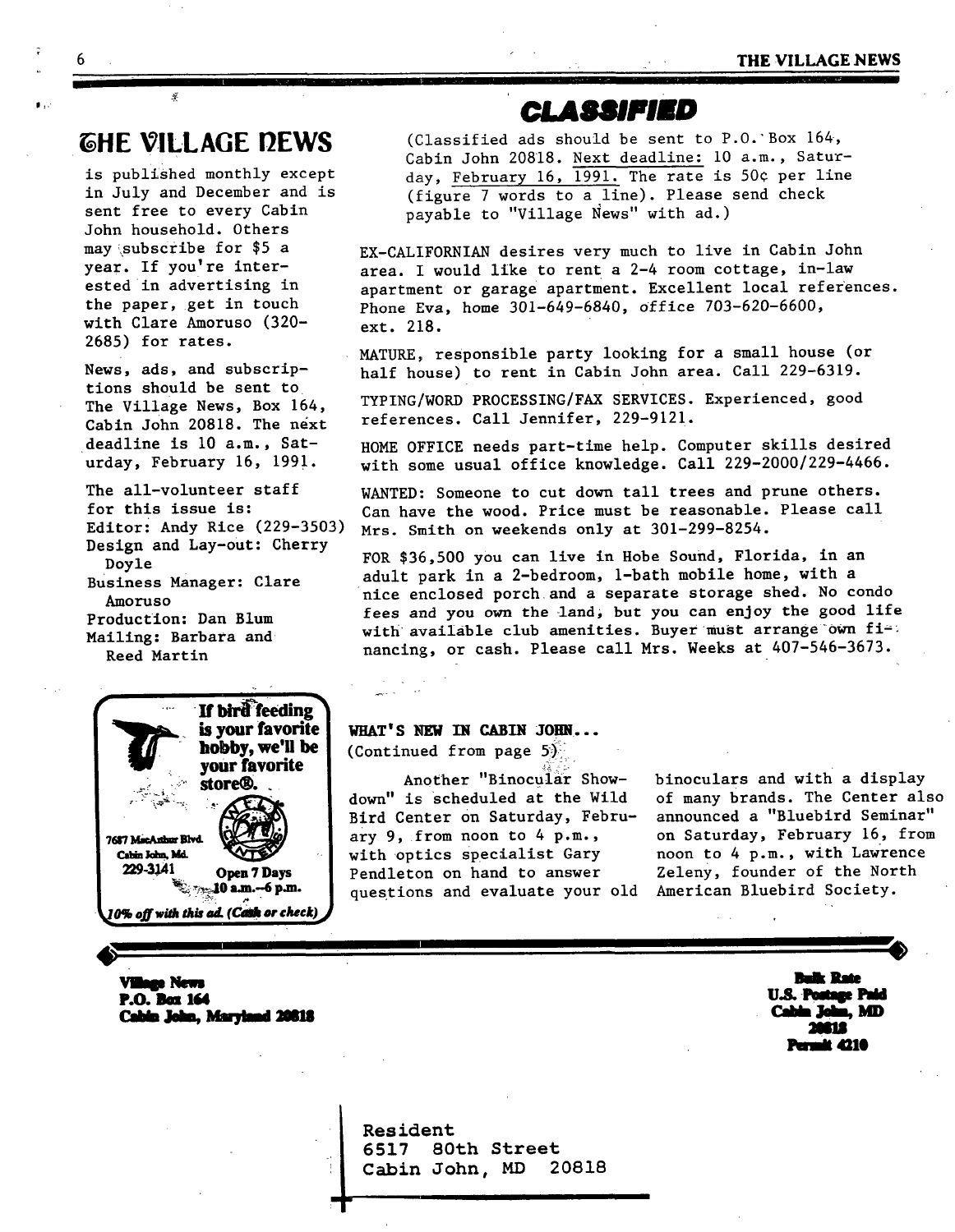## THE VILLAGE NEWS

is published monthly except in July and December and is sent free to every Cabin John household. Others may subscribe for $5 a year. If you're interested in advertising in the paper, get in touch with Clare Amoruso (320-2685) for rates.

News, ads, and subscriptions should be sent to The Village News, Box 164, Cabin John 20818. The next deadline is 10 a.m., Saturday, February 16, 1991.

The all-volunteer staff for this issue is:
Editor: Andy Rice (229-3503)
Design and Lay-out: Cherry Doyle
Business Manager: Clare Amoruso
Production: Dan Blum
Mailing: Barbara and Reed Martin

## CLASSIFIED

(Classified ads should be sent to P.O. Box 164, Cabin John 20818. Next deadline: 10 a.m., Saturday, February 16, 1991. The rate is 50¢ per line (figure 7 words to a line). Please send check payable to "Village News" with ad.)

EX-CALIFORNIAN desires very much to live in Cabin John area. I would like to rent a 2-4 room cottage, in-law apartment or garage apartment. Excellent local references. Phone Eva, home 301-649-6840, office 703-620-6600, ext. 218.

MATURE, responsible party looking for a small house (or half house) to rent in Cabin John area. Call 229-6319.

TYPING/WORD PROCESSING/FAX SERVICES. Experienced, good references. Call Jennifer, 229-9121.

HOME OFFICE needs part-time help. Computer skills desired with some usual office knowledge. Call 229-2000/229-4466.

WANTED: Someone to cut down tall trees and prune others. Can have the wood. Price must be reasonable. Please call Mrs. Smith on weekends only at 301-299-8254.

FOR $36,500 you can live in Hobe Sound, Florida, in an adult park in a 2-bedroom, 1-bath mobile home, with a nice enclosed porch and a separate storage shed. No condo fees and you own the land, but you can enjoy the good life with available club amenities. Buyer must arrange own financing, or cash. Please call Mrs. Weeks at 407-546-3673.

**If bird feeding is your favorite hobby, we'll be your favorite store®.**

7687 MacArthur Blvd.
Cabin John, Md.
229-3141
Open 7 Days
10 a.m.–6 p.m.

*10% off with this ad. (Cash or check)*

**WHAT'S NEW IN CABIN JOHN...**
(Continued from page 5)

Another "Binocular Showdown" is scheduled at the Wild Bird Center on Saturday, February 9, from noon to 4 p.m., with optics specialist Gary Pendleton on hand to answer questions and evaluate your old binoculars and with a display of many brands. The Center also announced a "Bluebird Seminar" on Saturday, February 16, from noon to 4 p.m., with Lawrence Zeleny, founder of the North American Bluebird Society.

**Village News**
**P.O. Box 164**
**Cabin John, Maryland 20818**

**Bulk Rate**
**U.S. Postage Paid**
**Cabin John, MD**
**20818**
**Permit 4210**

Resident
6517 80th Street
Cabin John, MD 20818